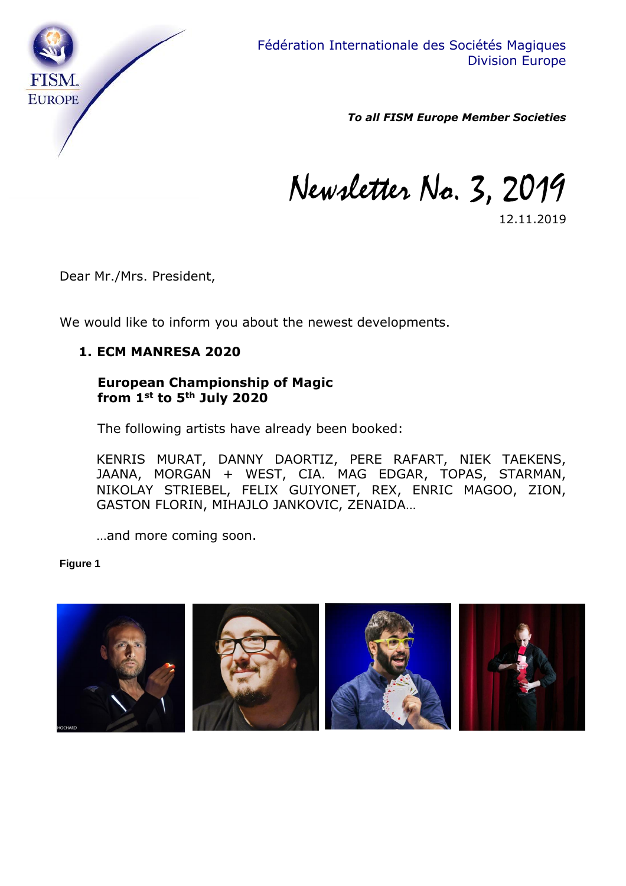Fédération Internationale des Sociétés Magiques
Division Europe

***To all FISM Europe Member Societies***

# Newsletter No. 3, 2019

12.11.2019

Dear Mr./Mrs. President,

We would like to inform you about the newest developments.

1. **ECM MANRESA 2020**

**European Championship of Magic**
**from 1st to 5th July 2020**

The following artists have already been booked:

KENRIS MURAT, DANNY DAORTIZ, PERE RAFART, NIEK TAEKENS, JAANA, MORGAN + WEST, CIA. MAG EDGAR, TOPAS, STARMAN, NIKOLAY STRIEBEL, FELIX GUIYONET, REX, ENRIC MAGOO, ZION, GASTON FLORIN, MIHAJLO JANKOVIC, ZENAIDA…

…and more coming soon.

**Figure 1**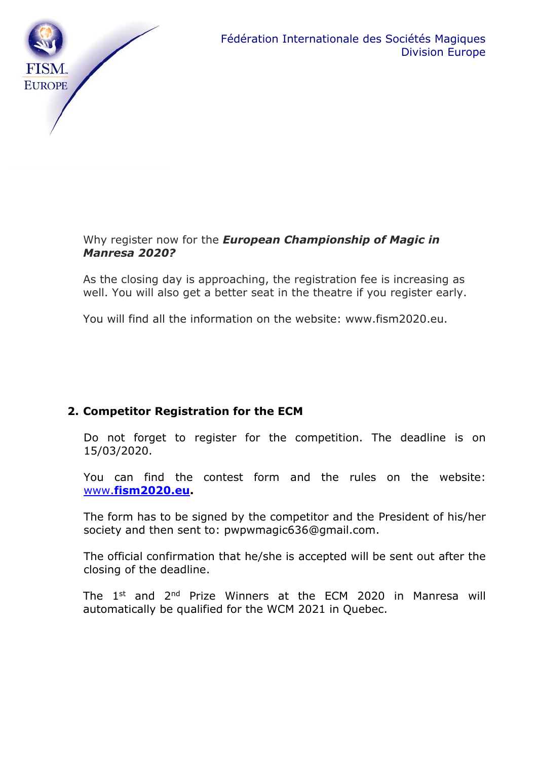Fédération Internationale des Sociétés Magiques
Division Europe

Why register now for the ***European Championship of Magic in Manresa 2020?***

As the closing day is approaching, the registration fee is increasing as well. You will also get a better seat in the theatre if you register early.

You will find all the information on the website: www.fism2020.eu.

## 2. Competitor Registration for the ECM

Do not forget to register for the competition. The deadline is on 15/03/2020.

You can find the contest form and the rules on the website: www.**fism2020.eu**.

The form has to be signed by the competitor and the President of his/her society and then sent to: pwpwmagic636@gmail.com.

The official confirmation that he/she is accepted will be sent out after the closing of the deadline.

The 1st and 2nd Prize Winners at the ECM 2020 in Manresa will automatically be qualified for the WCM 2021 in Quebec.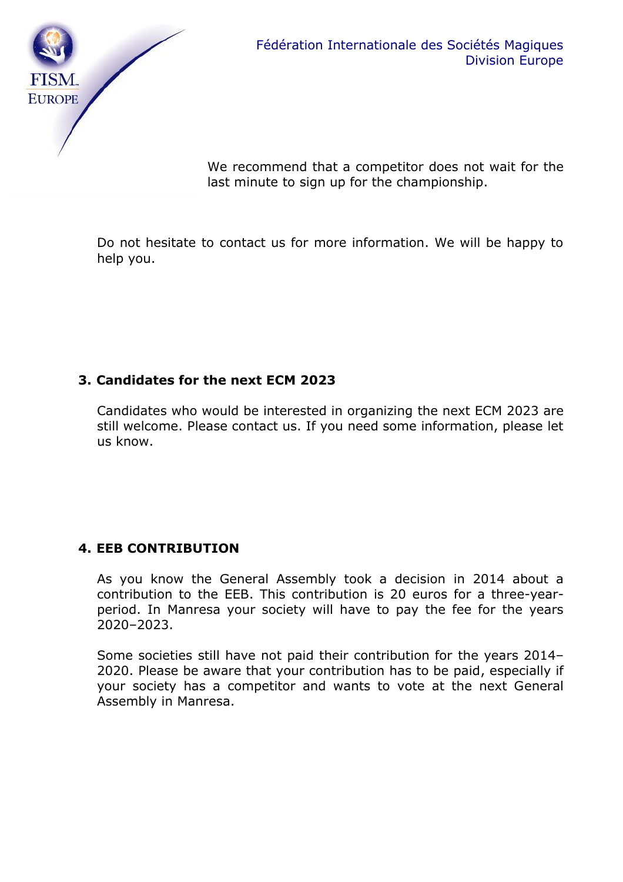We recommend that a competitor does not wait for the last minute to sign up for the championship.

Do not hesitate to contact us for more information. We will be happy to help you.

## 3. Candidates for the next ECM 2023

Candidates who would be interested in organizing the next ECM 2023 are still welcome. Please contact us. If you need some information, please let us know.

## 4. EEB CONTRIBUTION

As you know the General Assembly took a decision in 2014 about a contribution to the EEB. This contribution is 20 euros for a three-year-period. In Manresa your society will have to pay the fee for the years 2020–2023.

Some societies still have not paid their contribution for the years 2014–2020. Please be aware that your contribution has to be paid, especially if your society has a competitor and wants to vote at the next General Assembly in Manresa.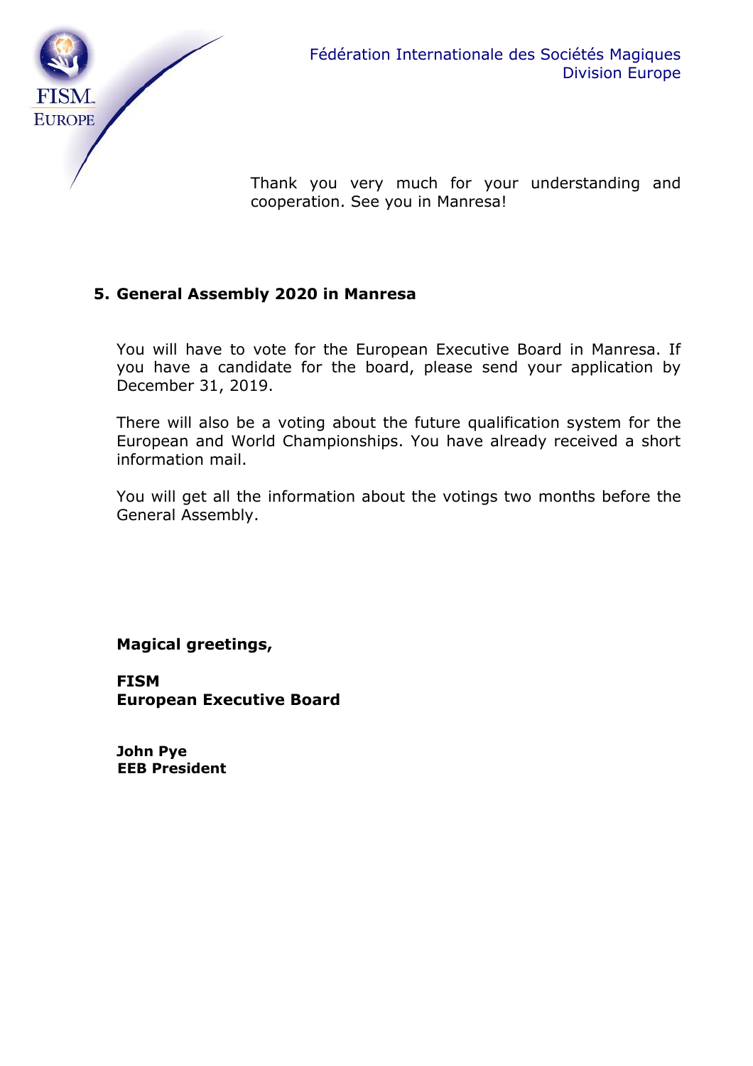Thank you very much for your understanding and cooperation. See you in Manresa!

## 5. General Assembly 2020 in Manresa

You will have to vote for the European Executive Board in Manresa. If you have a candidate for the board, please send your application by December 31, 2019.

There will also be a voting about the future qualification system for the European and World Championships. You have already received a short information mail.

You will get all the information about the votings two months before the General Assembly.

**Magical greetings,**

**FISM**
**European Executive Board**

**John Pye**
**EEB President**